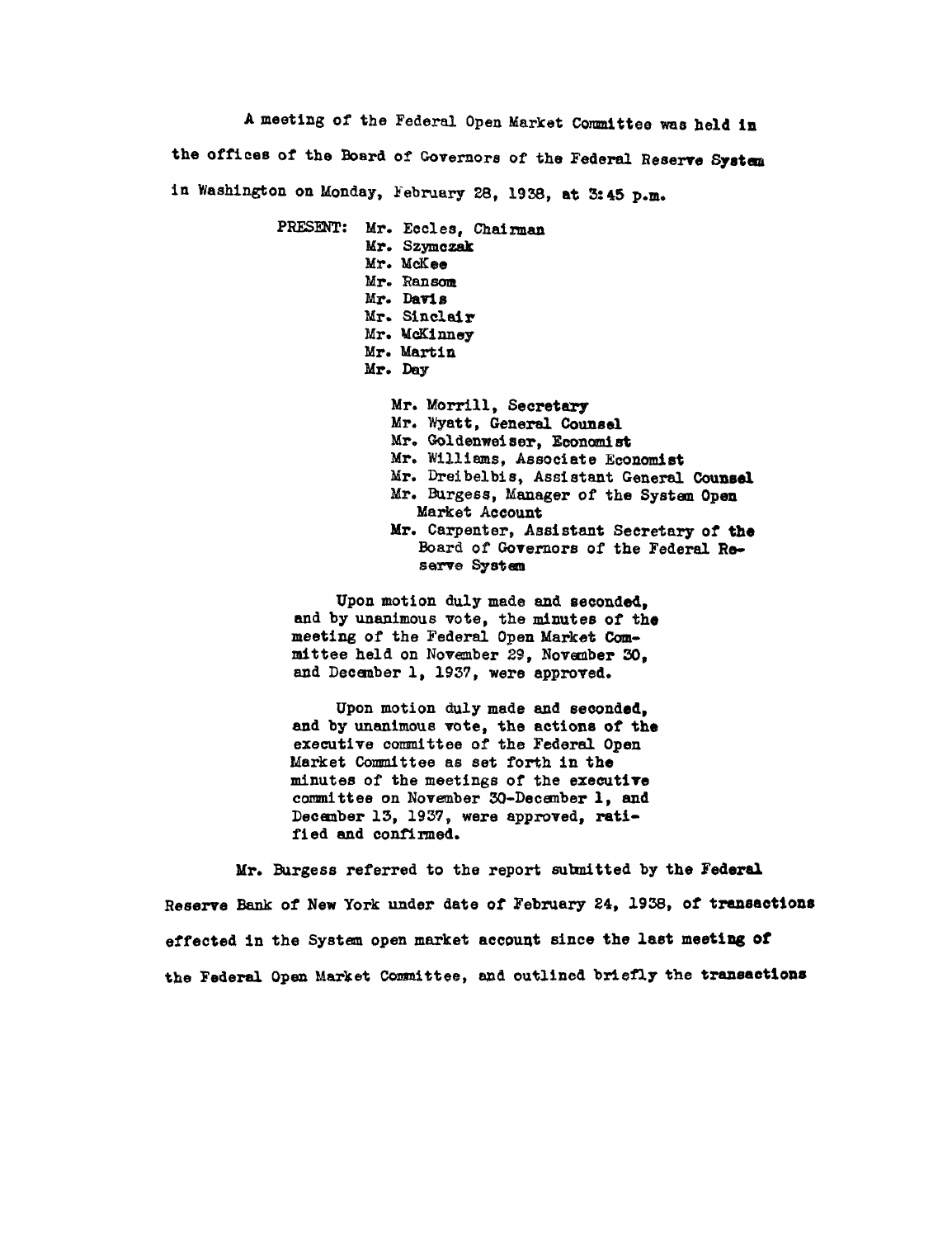A meeting of the Federal Open Market Committee was held in the offices of the Board of Governors of the Federal Reserve System in Washington on Monday, February 28, 1938, at 3:45 p.m.

PRESENT: Mr. Eccles, Chairman
Mr. Szymczak
Mr. McKee
Mr. Ransom
Mr. Davis
Mr. Sinclair
Mr. McKinney
Mr. Martin
Mr. Day

Mr. Morrill, Secretary
Mr. Wyatt, General Counsel
Mr. Goldenweiser, Economist
Mr. Williams, Associate Economist
Mr. Dreibelbis, Assistant General Counsel
Mr. Burgess, Manager of the System Open Market Account
Mr. Carpenter, Assistant Secretary of the Board of Governors of the Federal Reserve System

Upon motion duly made and seconded, and by unanimous vote, the minutes of the meeting of the Federal Open Market Committee held on November 29, November 30, and December 1, 1937, were approved.

Upon motion duly made and seconded, and by unanimous vote, the actions of the executive committee of the Federal Open Market Committee as set forth in the minutes of the meetings of the executive committee on November 30-December 1, and December 13, 1937, were approved, ratified and confirmed.

Mr. Burgess referred to the report submitted by the Federal Reserve Bank of New York under date of February 24, 1938, of transactions effected in the System open market account since the last meeting of the Federal Open Market Committee, and outlined briefly the transactions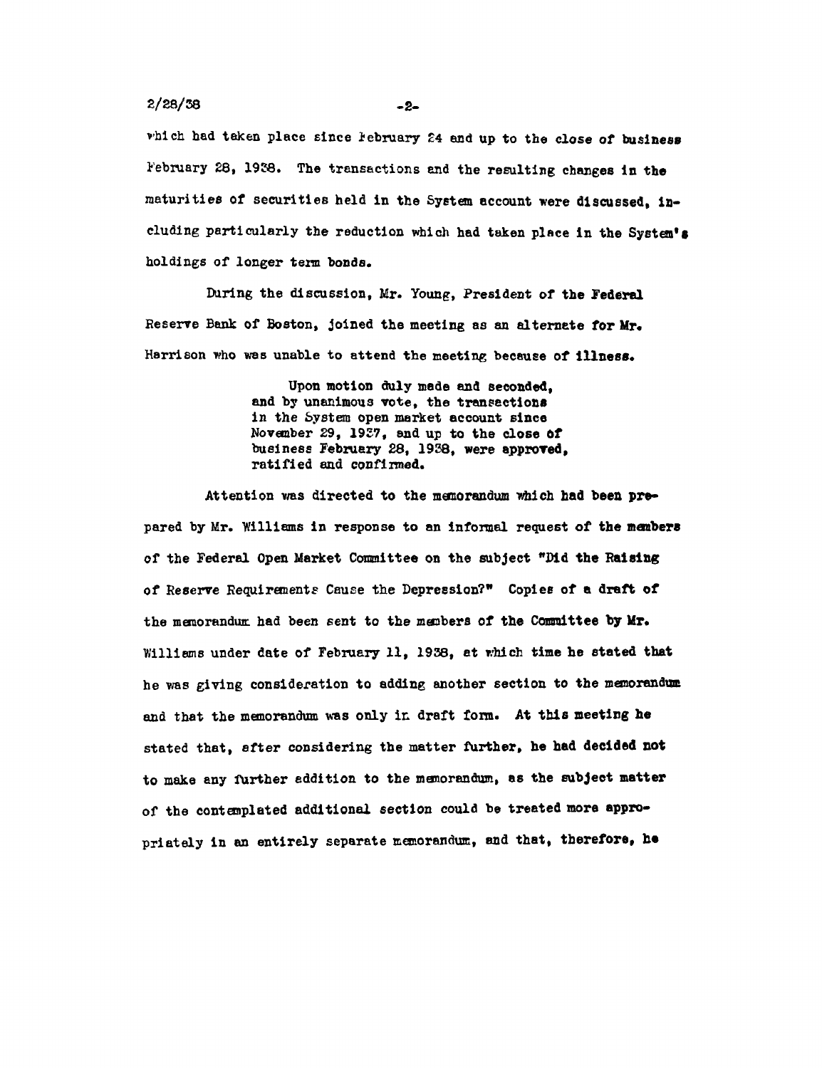which had taken place since February 24 and up to the close of business February 28, 1938. The transactions and the resulting changes in the maturities of securities held in the System account were discussed, including particularly the reduction which had taken place in the System's holdings of longer term bonds.

During the discussion, Mr. Young, President of the Federal Reserve Bank of Boston, joined the meeting as an alternate for Mr. Harrison who was unable to attend the meeting because of illness.

> Upon motion duly made and seconded, and by unanimous vote, the transactions in the System open market account since November 29, 1937, and up to the close of business February 28, 1938, were approved, ratified and confirmed.

Attention was directed to the memorandum which had been prepared by Mr. Williams in response to an informal request of the members of the Federal Open Market Committee on the subject "Did the Raising of Reserve Requirements Cause the Depression?" Copies of a draft of the memorandum had been sent to the members of the Committee by Mr. Williams under date of February 11, 1938, at which time he stated that he was giving consideration to adding another section to the memorandum and that the memorandum was only in draft form. At this meeting he stated that, after considering the matter further, he had decided not to make any further addition to the memorandum, as the subject matter of the contemplated additional section could be treated more appropriately in an entirely separate memorandum, and that, therefore, he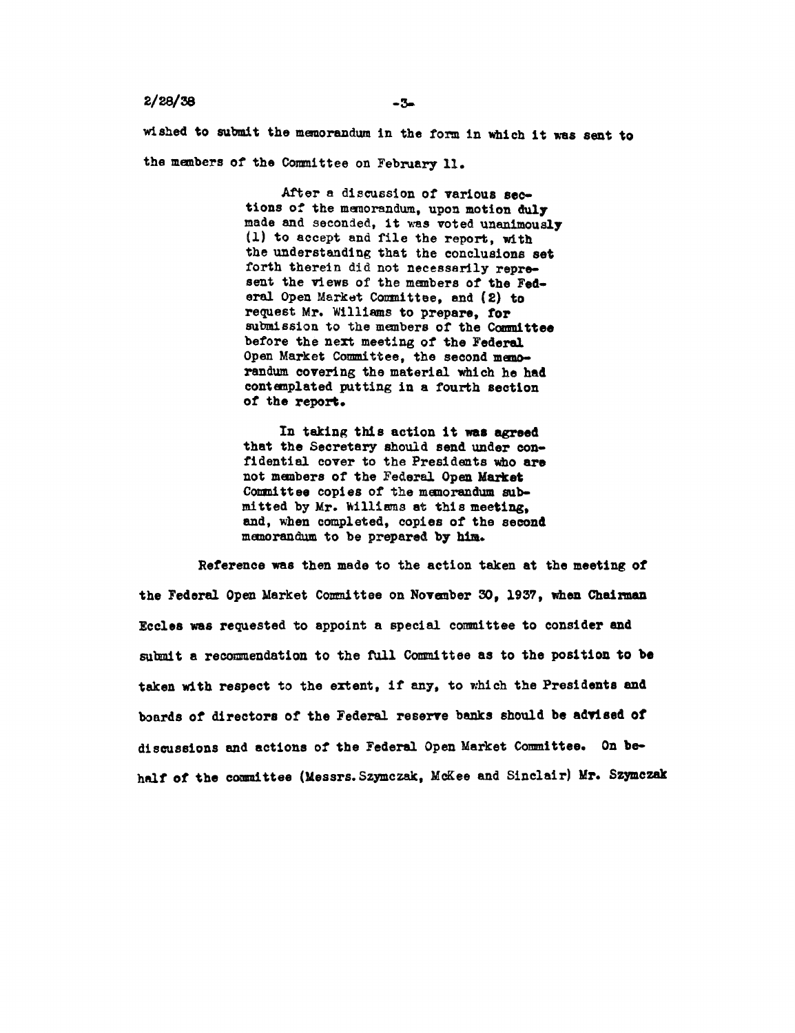wished to submit the memorandum in the form in which it was sent to the members of the Committee on February 11.

> After a discussion of various sections of the memorandum, upon motion duly made and seconded, it was voted unanimously (1) to accept and file the report, with the understanding that the conclusions set forth therein did not necessarily represent the views of the members of the Federal Open Market Committee, and (2) to request Mr. Williams to prepare, for submission to the members of the Committee before the next meeting of the Federal Open Market Committee, the second memorandum covering the material which he had contemplated putting in a fourth section of the report.
>
> In taking this action it was agreed that the Secretary should send under confidential cover to the Presidents who are not members of the Federal Open Market Committee copies of the memorandum submitted by Mr. Williams at this meeting, and, when completed, copies of the second memorandum to be prepared by him.

Reference was then made to the action taken at the meeting of the Federal Open Market Committee on November 30, 1937, when Chairman Eccles was requested to appoint a special committee to consider and submit a recommendation to the full Committee as to the position to be taken with respect to the extent, if any, to which the Presidents and boards of directors of the Federal reserve banks should be advised of discussions and actions of the Federal Open Market Committee. On behalf of the committee (Messrs. Szymczak, McKee and Sinclair) Mr. Szymczak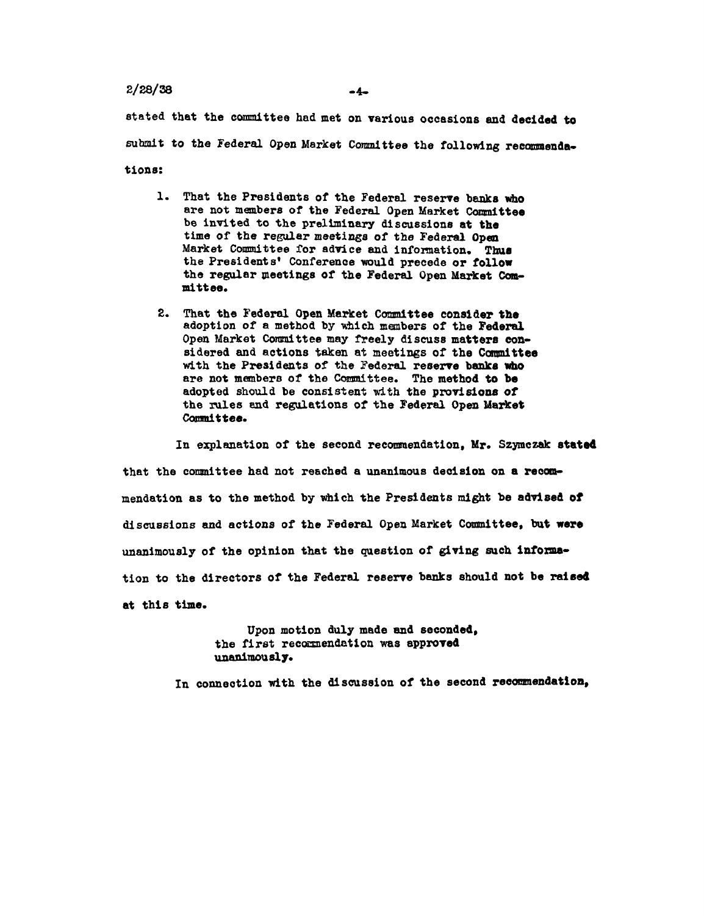stated that the committee had met on various occasions and decided to submit to the Federal Open Market Committee the following recommendations:

1. That the Presidents of the Federal reserve banks who are not members of the Federal Open Market Committee be invited to the preliminary discussions at the time of the regular meetings of the Federal Open Market Committee for advice and information. Thus the Presidents' Conference would precede or follow the regular meetings of the Federal Open Market Committee.

2. That the Federal Open Market Committee consider the adoption of a method by which members of the Federal Open Market Committee may freely discuss matters considered and actions taken at meetings of the Committee with the Presidents of the Federal reserve banks who are not members of the Committee. The method to be adopted should be consistent with the provisions of the rules and regulations of the Federal Open Market Committee.

In explanation of the second recommendation, Mr. Szymczak stated that the committee had not reached a unanimous decision on a recommendation as to the method by which the Presidents might be advised of discussions and actions of the Federal Open Market Committee, but were unanimously of the opinion that the question of giving such information to the directors of the Federal reserve banks should not be raised at this time.

> Upon motion duly made and seconded, the first recommendation was approved unanimously.

In connection with the discussion of the second recommendation,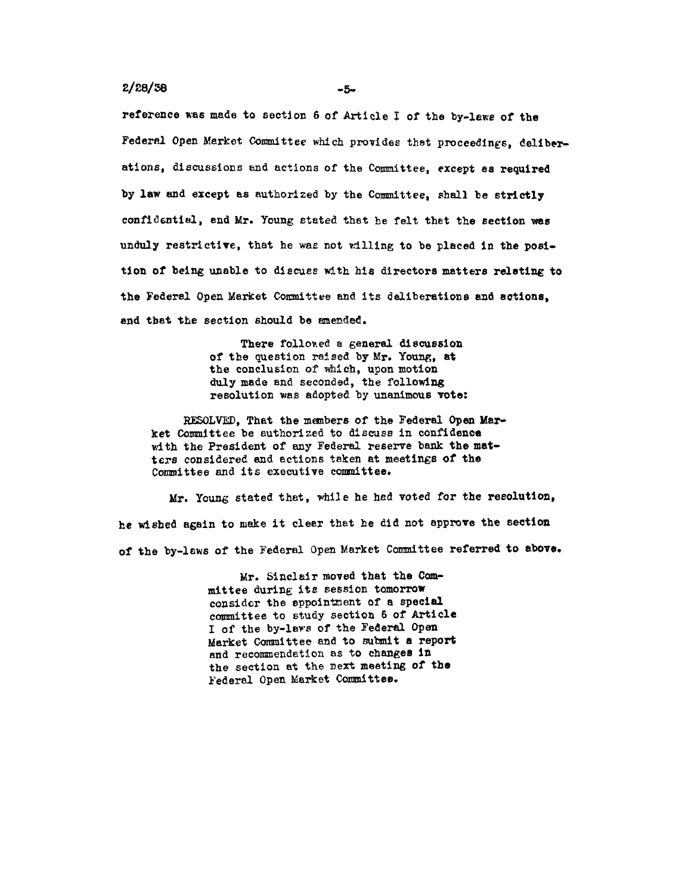reference was made to section 6 of Article I of the by-laws of the Federal Open Market Committee which provides that proceedings, deliberations, discussions and actions of the Committee, except as required by law and except as authorized by the Committee, shall be strictly confidential, and Mr. Young stated that he felt that the section was unduly restrictive, that he was not willing to be placed in the position of being unable to discuss with his directors matters relating to the Federal Open Market Committee and its deliberations and actions, and that the section should be amended.

> There followed a general discussion of the question raised by Mr. Young, at the conclusion of which, upon motion duly made and seconded, the following resolution was adopted by unanimous vote:

RESOLVED, That the members of the Federal Open Market Committee be authorized to discuss in confidence with the President of any Federal reserve bank the matters considered and actions taken at meetings of the Committee and its executive committee.

Mr. Young stated that, while he had voted for the resolution, he wished again to make it clear that he did not approve the section of the by-laws of the Federal Open Market Committee referred to above.

> Mr. Sinclair moved that the Committee during its session tomorrow consider the appointment of a special committee to study section 6 of Article I of the by-laws of the Federal Open Market Committee and to submit a report and recommendation as to changes in the section at the next meeting of the Federal Open Market Committee.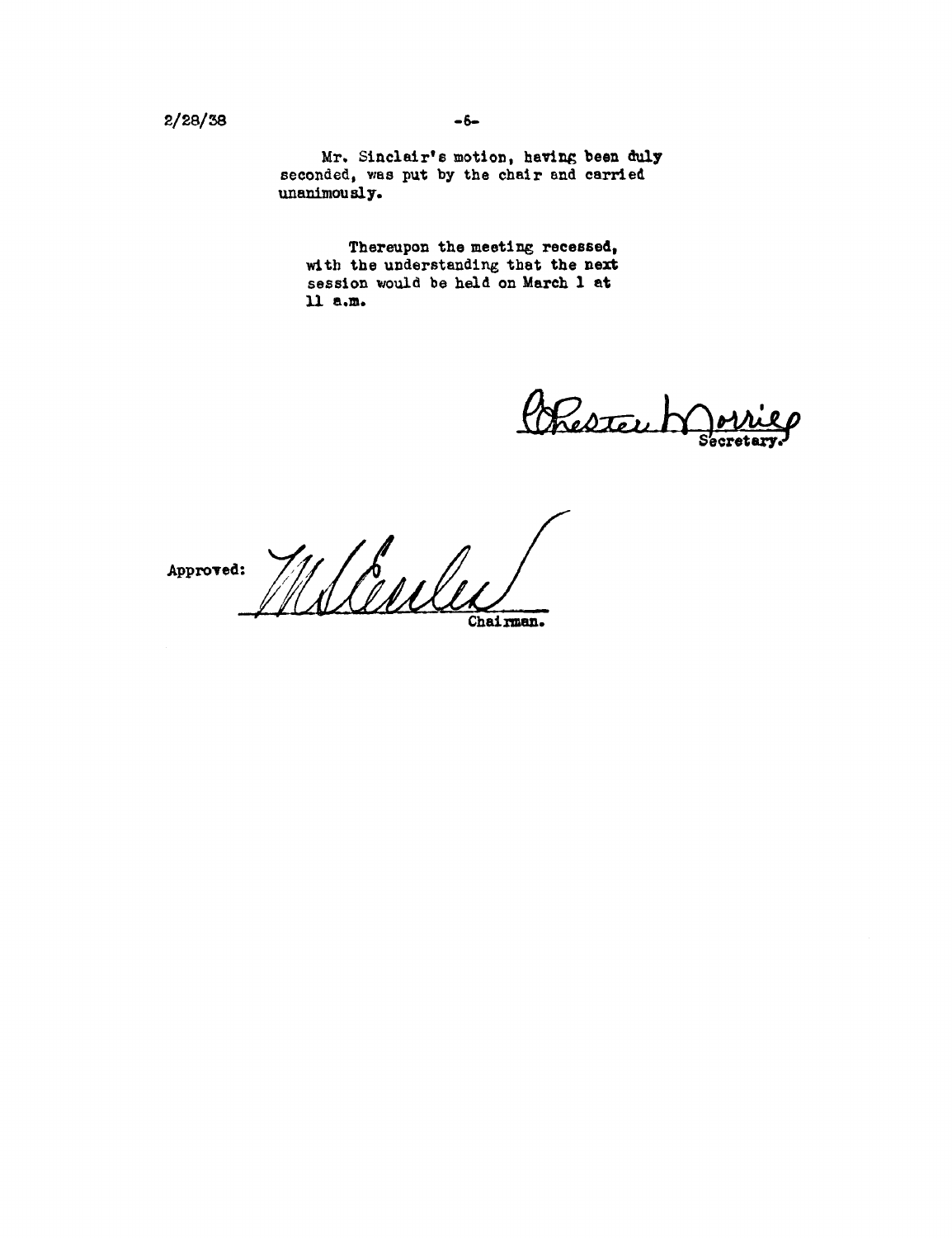Mr. Sinclair's motion, having been duly seconded, was put by the chair and carried unanimously.

Thereupon the meeting recessed, with the understanding that the next session would be held on March 1 at 11 a.m.

Chester Morrill
Secretary.

Approved: M S Eccles
Chairman.